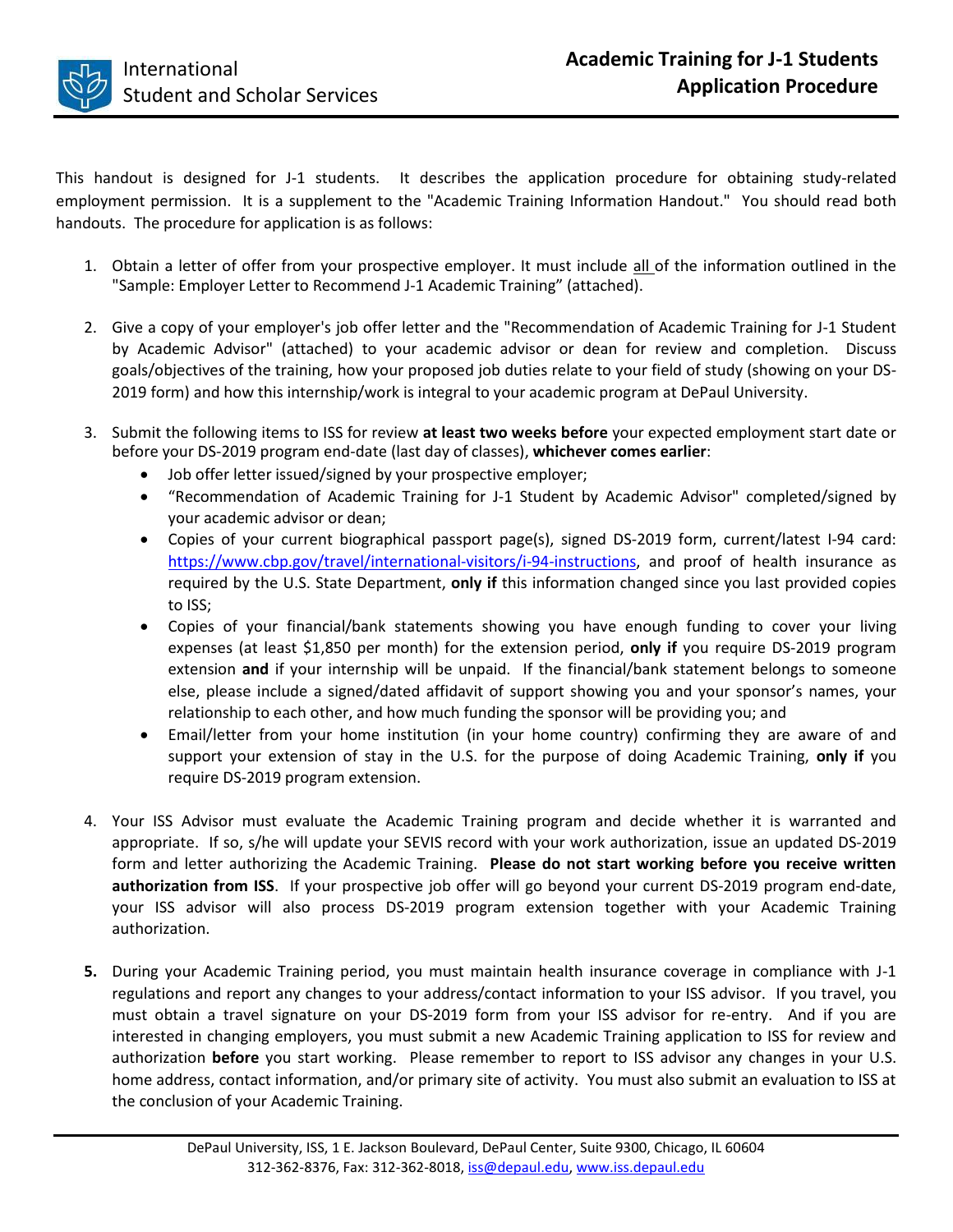International Student and Scholar Services

# Academic Training for J-1 Students Application Procedure

This handout is designed for J-1 students. It describes the application procedure for obtaining study-related employment permission. It is a supplement to the "Academic Training Information Handout." You should read both handouts. The procedure for application is as follows:

1. Obtain a letter of offer from your prospective employer. It must include all of the information outlined in the "Sample: Employer Letter to Recommend J-1 Academic Training" (attached).

2. Give a copy of your employer's job offer letter and the "Recommendation of Academic Training for J-1 Student by Academic Advisor" (attached) to your academic advisor or dean for review and completion. Discuss goals/objectives of the training, how your proposed job duties relate to your field of study (showing on your DS-2019 form) and how this internship/work is integral to your academic program at DePaul University.

3. Submit the following items to ISS for review **at least two weeks before** your expected employment start date or before your DS-2019 program end-date (last day of classes), **whichever comes earlier**:
   - Job offer letter issued/signed by your prospective employer;
   - "Recommendation of Academic Training for J-1 Student by Academic Advisor" completed/signed by your academic advisor or dean;
   - Copies of your current biographical passport page(s), signed DS-2019 form, current/latest I-94 card: https://www.cbp.gov/travel/international-visitors/i-94-instructions, and proof of health insurance as required by the U.S. State Department, **only if** this information changed since you last provided copies to ISS;
   - Copies of your financial/bank statements showing you have enough funding to cover your living expenses (at least $1,850 per month) for the extension period, **only if** you require DS-2019 program extension **and** if your internship will be unpaid. If the financial/bank statement belongs to someone else, please include a signed/dated affidavit of support showing you and your sponsor's names, your relationship to each other, and how much funding the sponsor will be providing you; and
   - Email/letter from your home institution (in your home country) confirming they are aware of and support your extension of stay in the U.S. for the purpose of doing Academic Training, **only if** you require DS-2019 program extension.

4. Your ISS Advisor must evaluate the Academic Training program and decide whether it is warranted and appropriate. If so, s/he will update your SEVIS record with your work authorization, issue an updated DS-2019 form and letter authorizing the Academic Training. **Please do not start working before you receive written authorization from ISS**. If your prospective job offer will go beyond your current DS-2019 program end-date, your ISS advisor will also process DS-2019 program extension together with your Academic Training authorization.

5. During your Academic Training period, you must maintain health insurance coverage in compliance with J-1 regulations and report any changes to your address/contact information to your ISS advisor. If you travel, you must obtain a travel signature on your DS-2019 form from your ISS advisor for re-entry. And if you are interested in changing employers, you must submit a new Academic Training application to ISS for review and authorization **before** you start working. Please remember to report to ISS advisor any changes in your U.S. home address, contact information, and/or primary site of activity. You must also submit an evaluation to ISS at the conclusion of your Academic Training.

DePaul University, ISS, 1 E. Jackson Boulevard, DePaul Center, Suite 9300, Chicago, IL 60604
312-362-8376, Fax: 312-362-8018, iss@depaul.edu, www.iss.depaul.edu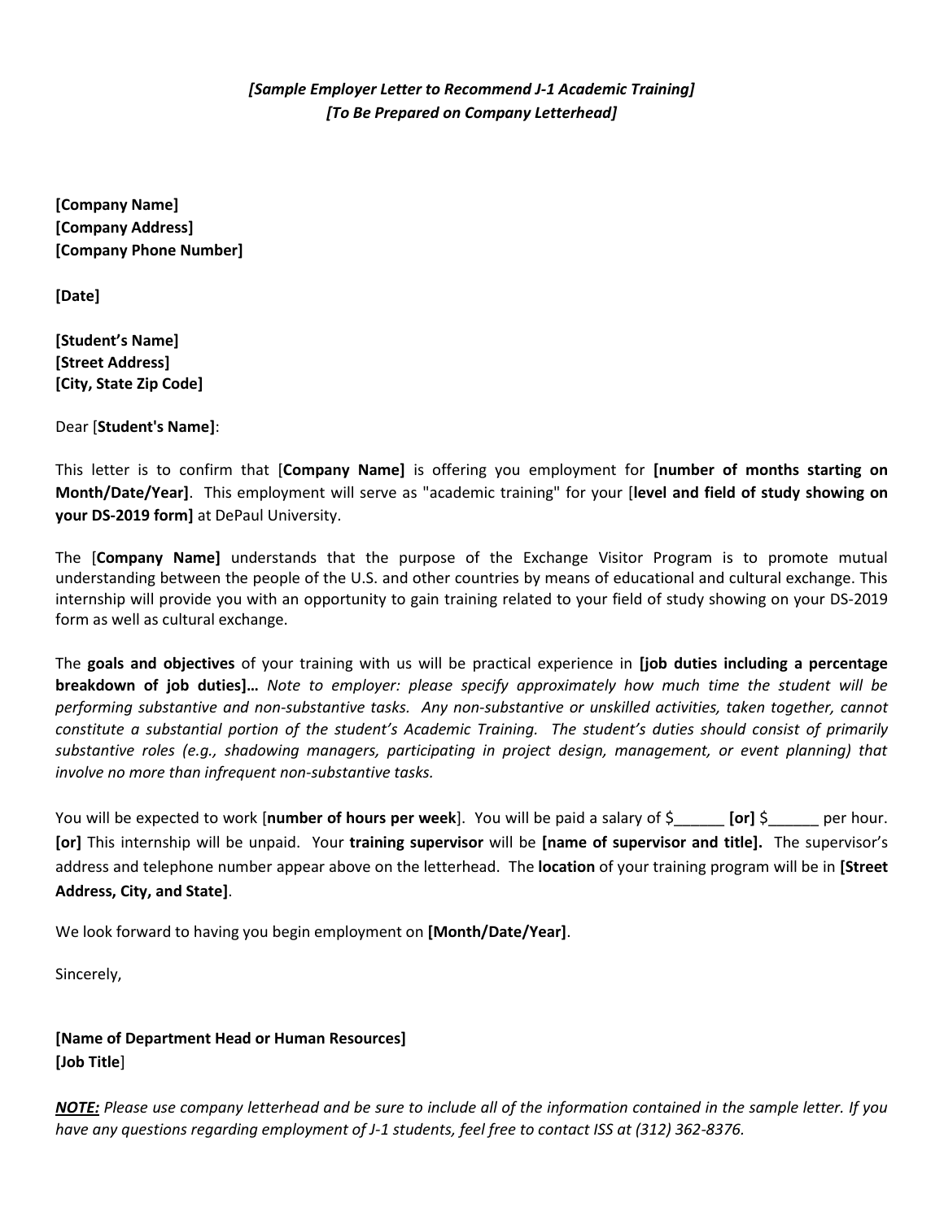*[Sample Employer Letter to Recommend J-1 Academic Training]*
*[To Be Prepared on Company Letterhead]*

**[Company Name]**
**[Company Address]**
**[Company Phone Number]**

**[Date]**

**[Student's Name]**
**[Street Address]**
**[City, State Zip Code]**

Dear [**Student's Name]**:

This letter is to confirm that [**Company Name]** is offering you employment for **[number of months starting on Month/Date/Year]**. This employment will serve as "academic training" for your [**level and field of study showing on your DS-2019 form]** at DePaul University.

The [**Company Name]** understands that the purpose of the Exchange Visitor Program is to promote mutual understanding between the people of the U.S. and other countries by means of educational and cultural exchange. This internship will provide you with an opportunity to gain training related to your field of study showing on your DS-2019 form as well as cultural exchange.

The **goals and objectives** of your training with us will be practical experience in **[job duties including a percentage breakdown of job duties]…** *Note to employer: please specify approximately how much time the student will be performing substantive and non-substantive tasks. Any non-substantive or unskilled activities, taken together, cannot constitute a substantial portion of the student's Academic Training. The student's duties should consist of primarily substantive roles (e.g., shadowing managers, participating in project design, management, or event planning) that involve no more than infrequent non-substantive tasks.*

You will be expected to work [**number of hours per week**]. You will be paid a salary of $______ **[or]** $______ per hour. **[or]** This internship will be unpaid. Your **training supervisor** will be **[name of supervisor and title].** The supervisor's address and telephone number appear above on the letterhead. The **location** of your training program will be in **[Street Address, City, and State]**.

We look forward to having you begin employment on **[Month/Date/Year]**.

Sincerely,

**[Name of Department Head or Human Resources]**
**[Job Title**]

***NOTE:*** *Please use company letterhead and be sure to include all of the information contained in the sample letter. If you have any questions regarding employment of J-1 students, feel free to contact ISS at (312) 362-8376.*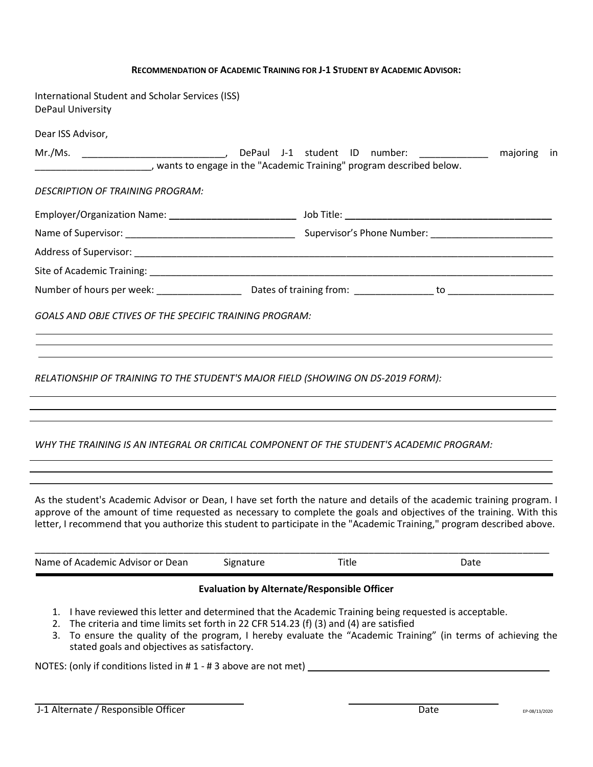**RECOMMENDATION OF ACADEMIC TRAINING FOR J-1 STUDENT BY ACADEMIC ADVISOR:**

International Student and Scholar Services (ISS)
DePaul University

Dear ISS Advisor,

Mr./Ms. ___________________________, DePaul J-1 student ID number: _____________ majoring in ______________________, wants to engage in the "Academic Training" program described below.

*DESCRIPTION OF TRAINING PROGRAM:*

Employer/Organization Name: ________________________ Job Title: ________________________________________

Name of Supervisor: ________________________________ Supervisor's Phone Number: _______________________

Address of Supervisor: _____________________________________________________________________________

Site of Academic Training: __________________________________________________________________________

Number of hours per week: ________________ Dates of training from: _______________ to ____________________

*GOALS AND OBJE CTIVES OF THE SPECIFIC TRAINING PROGRAM:*

_____________________________________________________________________________________________

_____________________________________________________________________________________________

_____________________________________________________________________________________________

*RELATIONSHIP OF TRAINING TO THE STUDENT'S MAJOR FIELD (SHOWING ON DS-2019 FORM):*

_____________________________________________________________________________________________

_____________________________________________________________________________________________

_____________________________________________________________________________________________

*WHY THE TRAINING IS AN INTEGRAL OR CRITICAL COMPONENT OF THE STUDENT'S ACADEMIC PROGRAM:*

_____________________________________________________________________________________________

_____________________________________________________________________________________________

_____________________________________________________________________________________________

As the student's Academic Advisor or Dean, I have set forth the nature and details of the academic training program. I approve of the amount of time requested as necessary to complete the goals and objectives of the training. With this letter, I recommend that you authorize this student to participate in the "Academic Training," program described above.

_____________________________________________________________________________________________

Name of Academic Advisor or Dean     Signature     Title     Date

**Evaluation by Alternate/Responsible Officer**

1. I have reviewed this letter and determined that the Academic Training being requested is acceptable.
2. The criteria and time limits set forth in 22 CFR 514.23 (f) (3) and (4) are satisfied
3. To ensure the quality of the program, I hereby evaluate the "Academic Training" (in terms of achieving the stated goals and objectives as satisfactory.

NOTES: (only if conditions listed in # 1 - # 3 above are not met) ____________________________________________

___________________________________     ___________________________

J-1 Alternate / Responsible Officer     Date

EP-08/13/2020